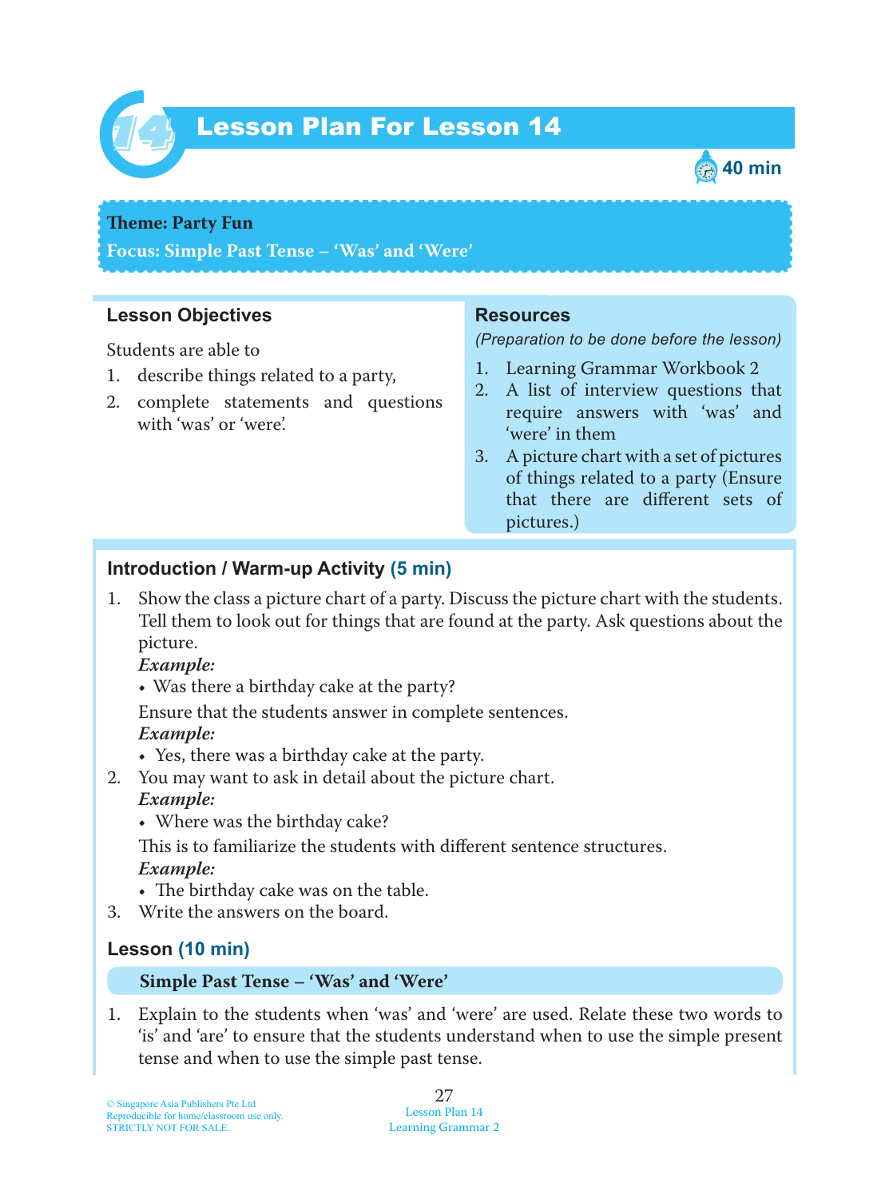# Lesson Plan For Lesson 14

40 min

**Theme: Party Fun**
**Focus: Simple Past Tense – 'Was' and 'Were'**

## Lesson Objectives

Students are able to

1. describe things related to a party,
2. complete statements and questions with 'was' or 'were'.

## Resources

*(Preparation to be done before the lesson)*

1. Learning Grammar Workbook 2
2. A list of interview questions that require answers with 'was' and 'were' in them
3. A picture chart with a set of pictures of things related to a party (Ensure that there are different sets of pictures.)

## Introduction / Warm-up Activity (5 min)

1. Show the class a picture chart of a party. Discuss the picture chart with the students. Tell them to look out for things that are found at the party. Ask questions about the picture.
   ***Example:***
   - Was there a birthday cake at the party?

   Ensure that the students answer in complete sentences.
   ***Example:***
   - Yes, there was a birthday cake at the party.
2. You may want to ask in detail about the picture chart.
   ***Example:***
   - Where was the birthday cake?

   This is to familiarize the students with different sentence structures.
   ***Example:***
   - The birthday cake was on the table.
3. Write the answers on the board.

## Lesson (10 min)

### Simple Past Tense – 'Was' and 'Were'

1. Explain to the students when 'was' and 'were' are used. Relate these two words to 'is' and 'are' to ensure that the students understand when to use the simple present tense and when to use the simple past tense.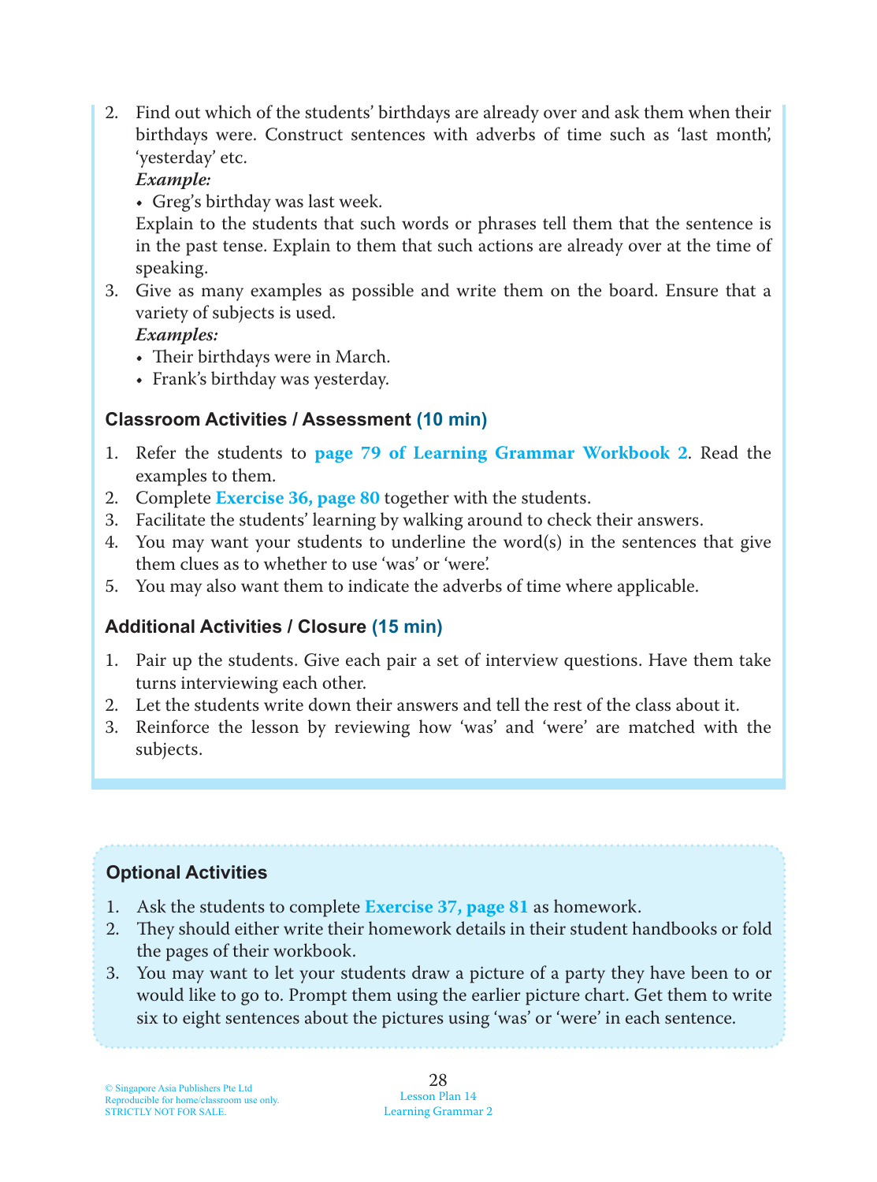2. Find out which of the students' birthdays are already over and ask them when their birthdays were. Construct sentences with adverbs of time such as 'last month', 'yesterday' etc.

   ***Example:***

   - Greg's birthday was last week.

   Explain to the students that such words or phrases tell them that the sentence is in the past tense. Explain to them that such actions are already over at the time of speaking.
3. Give as many examples as possible and write them on the board. Ensure that a variety of subjects is used.

   ***Examples:***

   - Their birthdays were in March.
   - Frank's birthday was yesterday.

### Classroom Activities / Assessment (10 min)

1. Refer the students to **page 79 of Learning Grammar Workbook 2**. Read the examples to them.
2. Complete **Exercise 36, page 80** together with the students.
3. Facilitate the students' learning by walking around to check their answers.
4. You may want your students to underline the word(s) in the sentences that give them clues as to whether to use 'was' or 'were'.
5. You may also want them to indicate the adverbs of time where applicable.

### Additional Activities / Closure (15 min)

1. Pair up the students. Give each pair a set of interview questions. Have them take turns interviewing each other.
2. Let the students write down their answers and tell the rest of the class about it.
3. Reinforce the lesson by reviewing how 'was' and 'were' are matched with the subjects.

### Optional Activities

1. Ask the students to complete **Exercise 37, page 81** as homework.
2. They should either write their homework details in their student handbooks or fold the pages of their workbook.
3. You may want to let your students draw a picture of a party they have been to or would like to go to. Prompt them using the earlier picture chart. Get them to write six to eight sentences about the pictures using 'was' or 'were' in each sentence.